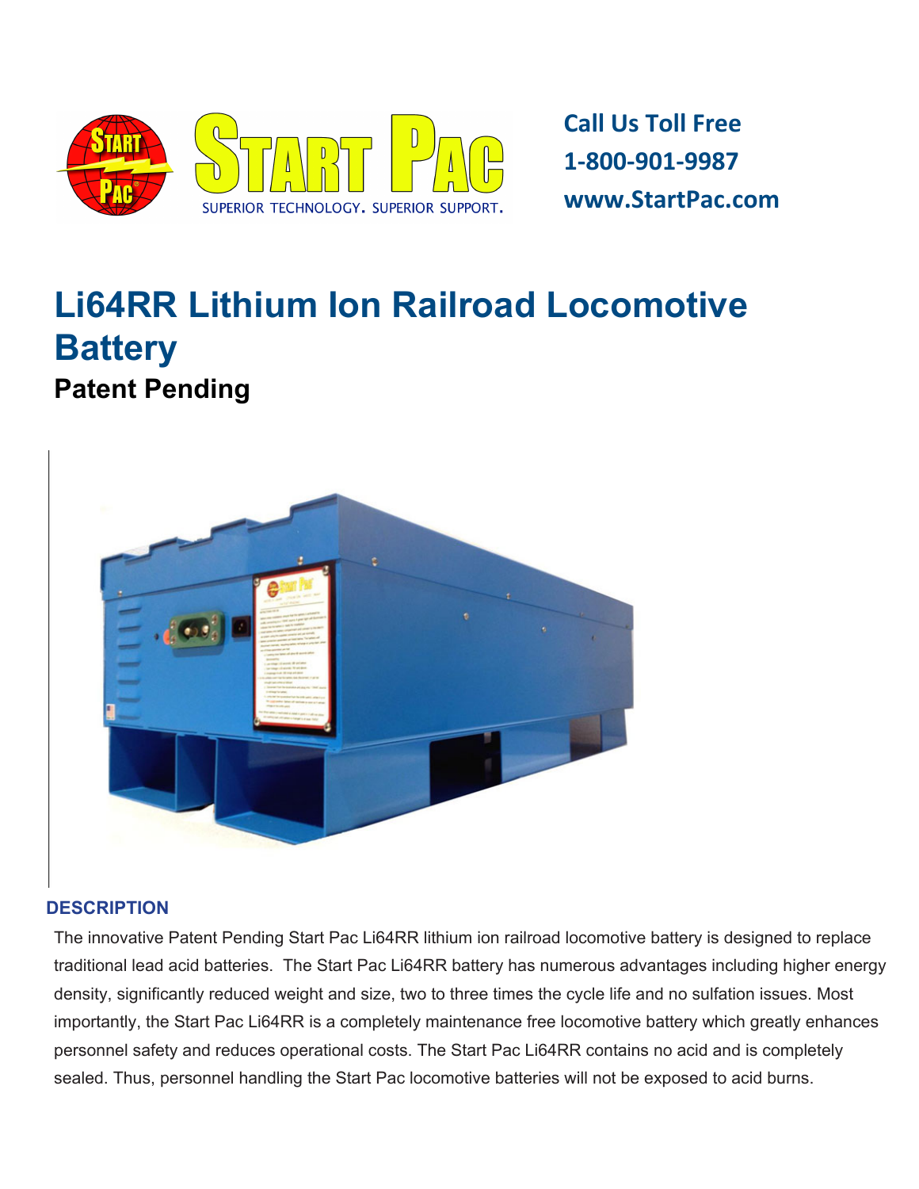Call Us Toll Free
1-800-901-9987
www.StartPac.com

# Li64RR Lithium Ion Railroad Locomotive Battery

## Patent Pending

### DESCRIPTION

The innovative Patent Pending Start Pac Li64RR lithium ion railroad locomotive battery is designed to replace traditional lead acid batteries. The Start Pac Li64RR battery has numerous advantages including higher energy density, significantly reduced weight and size, two to three times the cycle life and no sulfation issues. Most importantly, the Start Pac Li64RR is a completely maintenance free locomotive battery which greatly enhances personnel safety and reduces operational costs. The Start Pac Li64RR contains no acid and is completely sealed. Thus, personnel handling the Start Pac locomotive batteries will not be exposed to acid burns.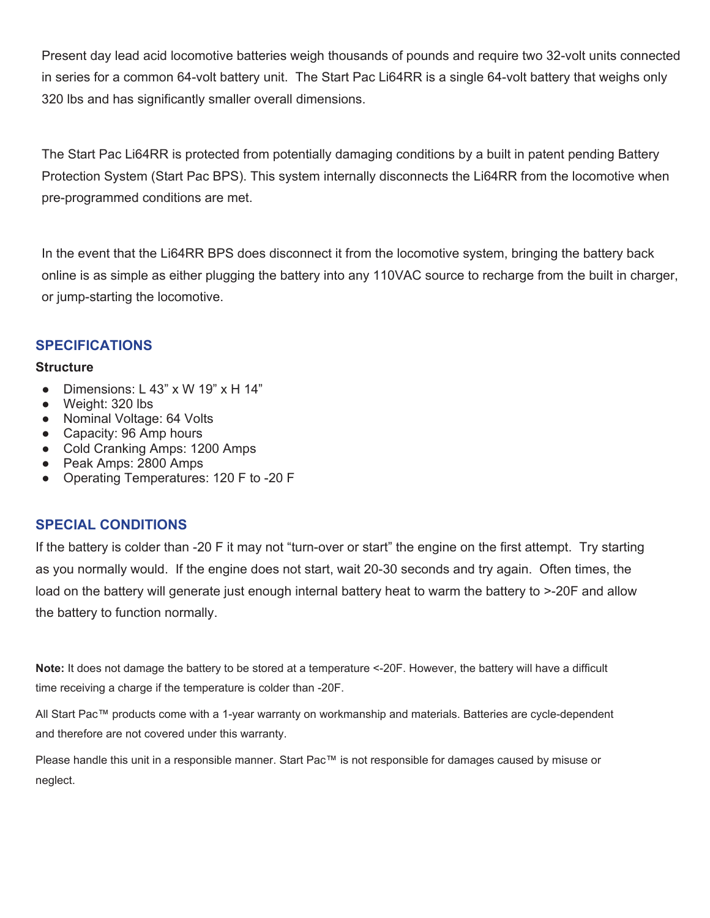Present day lead acid locomotive batteries weigh thousands of pounds and require two 32-volt units connected in series for a common 64-volt battery unit. The Start Pac Li64RR is a single 64-volt battery that weighs only 320 lbs and has significantly smaller overall dimensions.

The Start Pac Li64RR is protected from potentially damaging conditions by a built in patent pending Battery Protection System (Start Pac BPS). This system internally disconnects the Li64RR from the locomotive when pre-programmed conditions are met.

In the event that the Li64RR BPS does disconnect it from the locomotive system, bringing the battery back online is as simple as either plugging the battery into any 110VAC source to recharge from the built in charger, or jump-starting the locomotive.

## SPECIFICATIONS

**Structure**

- Dimensions: L 43" x W 19" x H 14"
- Weight: 320 lbs
- Nominal Voltage: 64 Volts
- Capacity: 96 Amp hours
- Cold Cranking Amps: 1200 Amps
- Peak Amps: 2800 Amps
- Operating Temperatures: 120 F to -20 F

## SPECIAL CONDITIONS

If the battery is colder than -20 F it may not "turn-over or start" the engine on the first attempt. Try starting as you normally would. If the engine does not start, wait 20-30 seconds and try again. Often times, the load on the battery will generate just enough internal battery heat to warm the battery to >-20F and allow the battery to function normally.

**Note:** It does not damage the battery to be stored at a temperature <-20F. However, the battery will have a difficult time receiving a charge if the temperature is colder than -20F.

All Start Pac™ products come with a 1-year warranty on workmanship and materials. Batteries are cycle-dependent and therefore are not covered under this warranty.

Please handle this unit in a responsible manner. Start Pac™ is not responsible for damages caused by misuse or neglect.